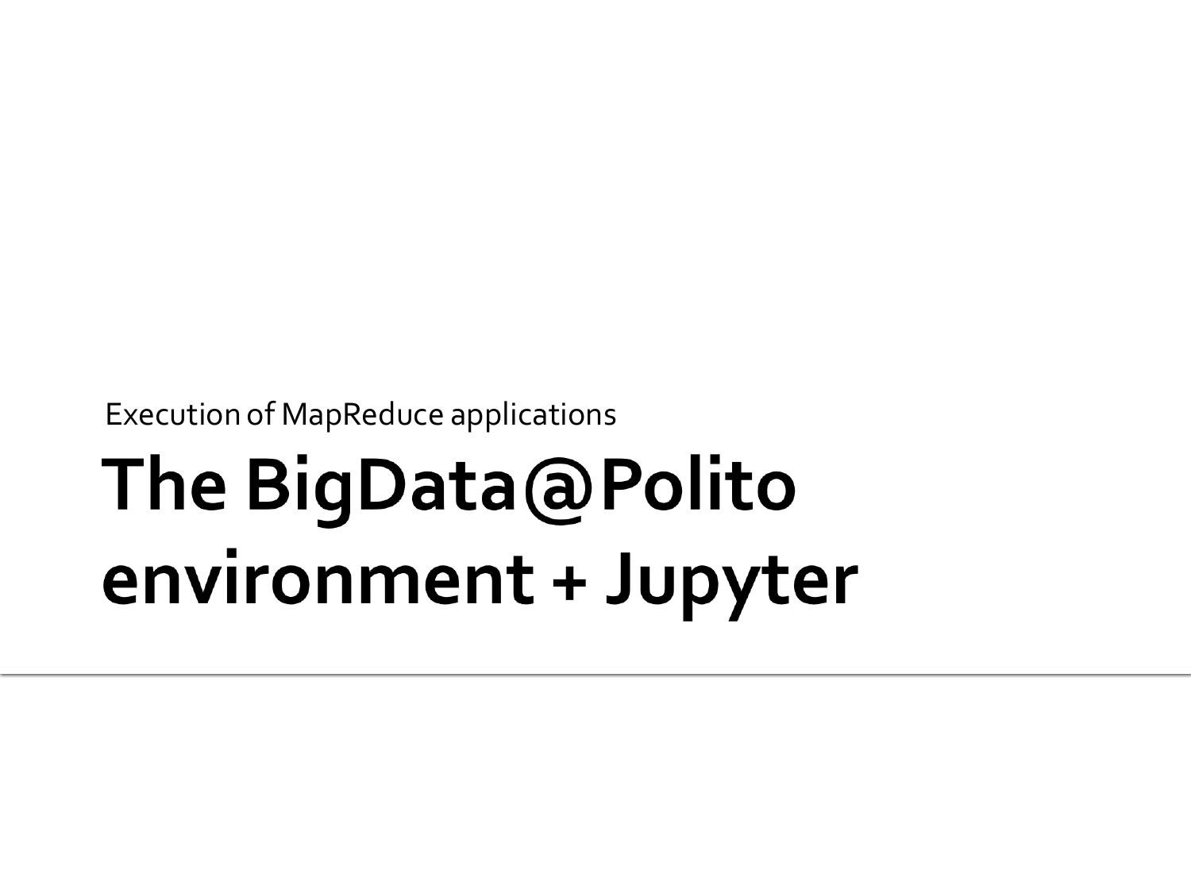Execution of MapReduce applications

# The BigData@Polito environment + Jupyter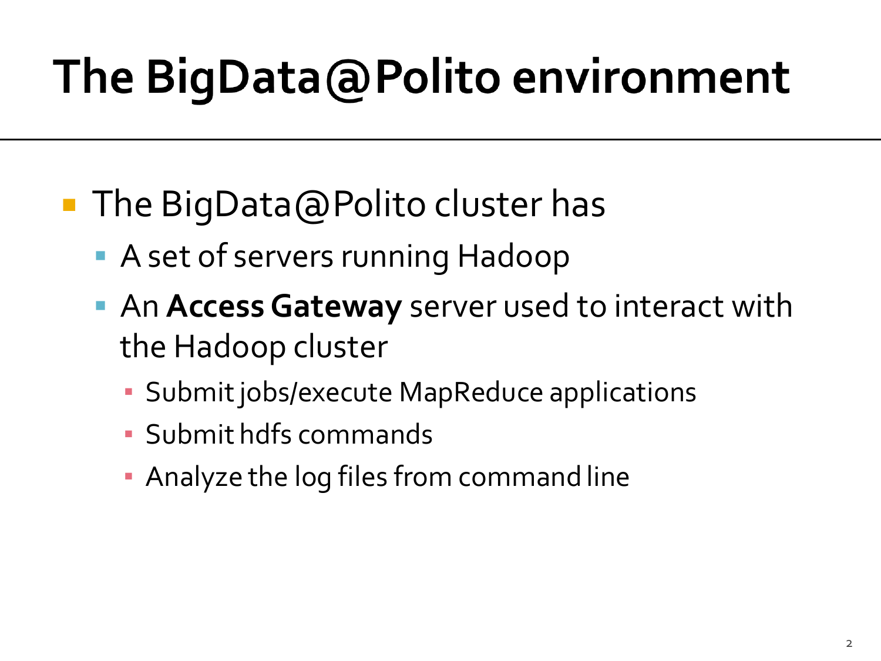# The BigData@Polito environment

- The BigData@Polito cluster has
  - A set of servers running Hadoop
  - An **Access Gateway** server used to interact with the Hadoop cluster
    - Submit jobs/execute MapReduce applications
    - Submit hdfs commands
    - Analyze the log files from command line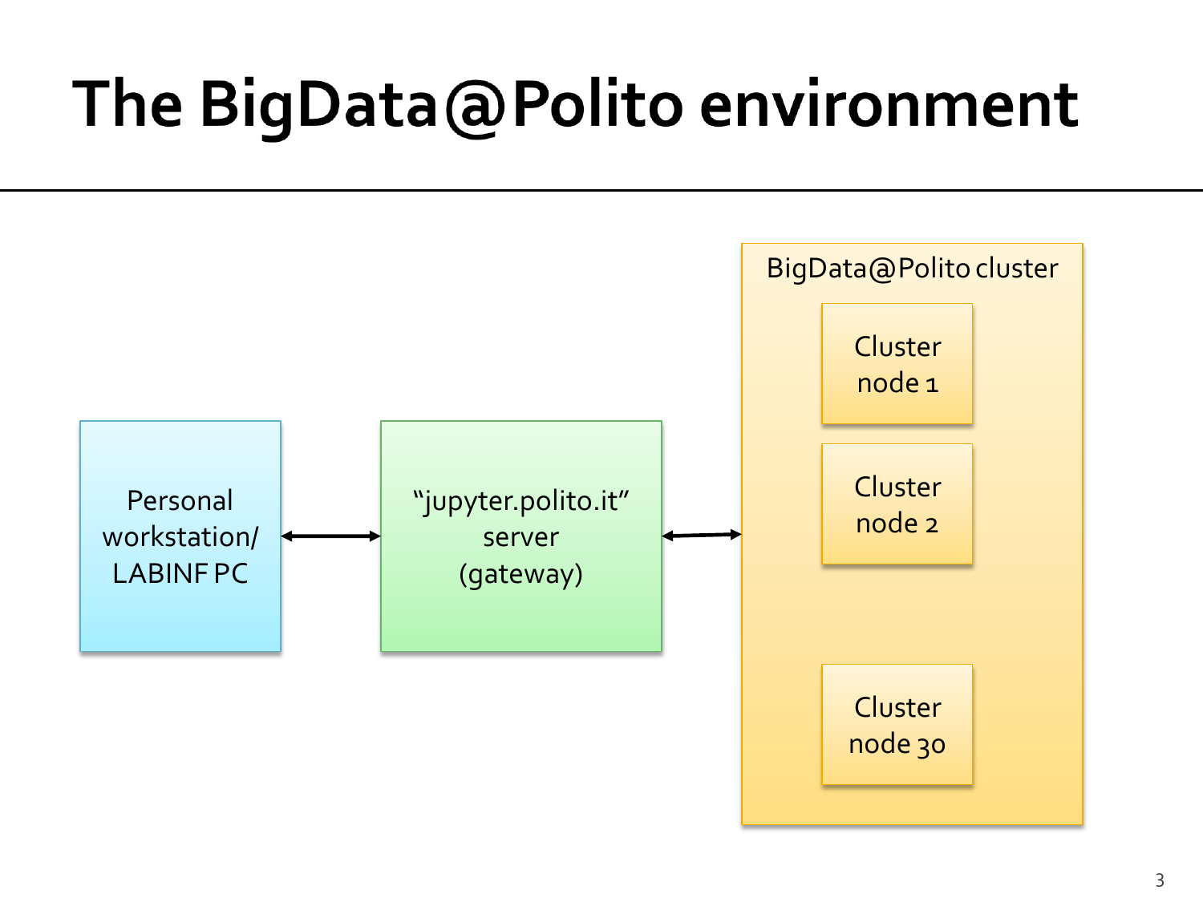# The BigData@Polito environment

Personal workstation/ LABINF PC

"jupyter.polito.it" server (gateway)

BigData@Polito cluster

Cluster node 1

Cluster node 2

Cluster node 30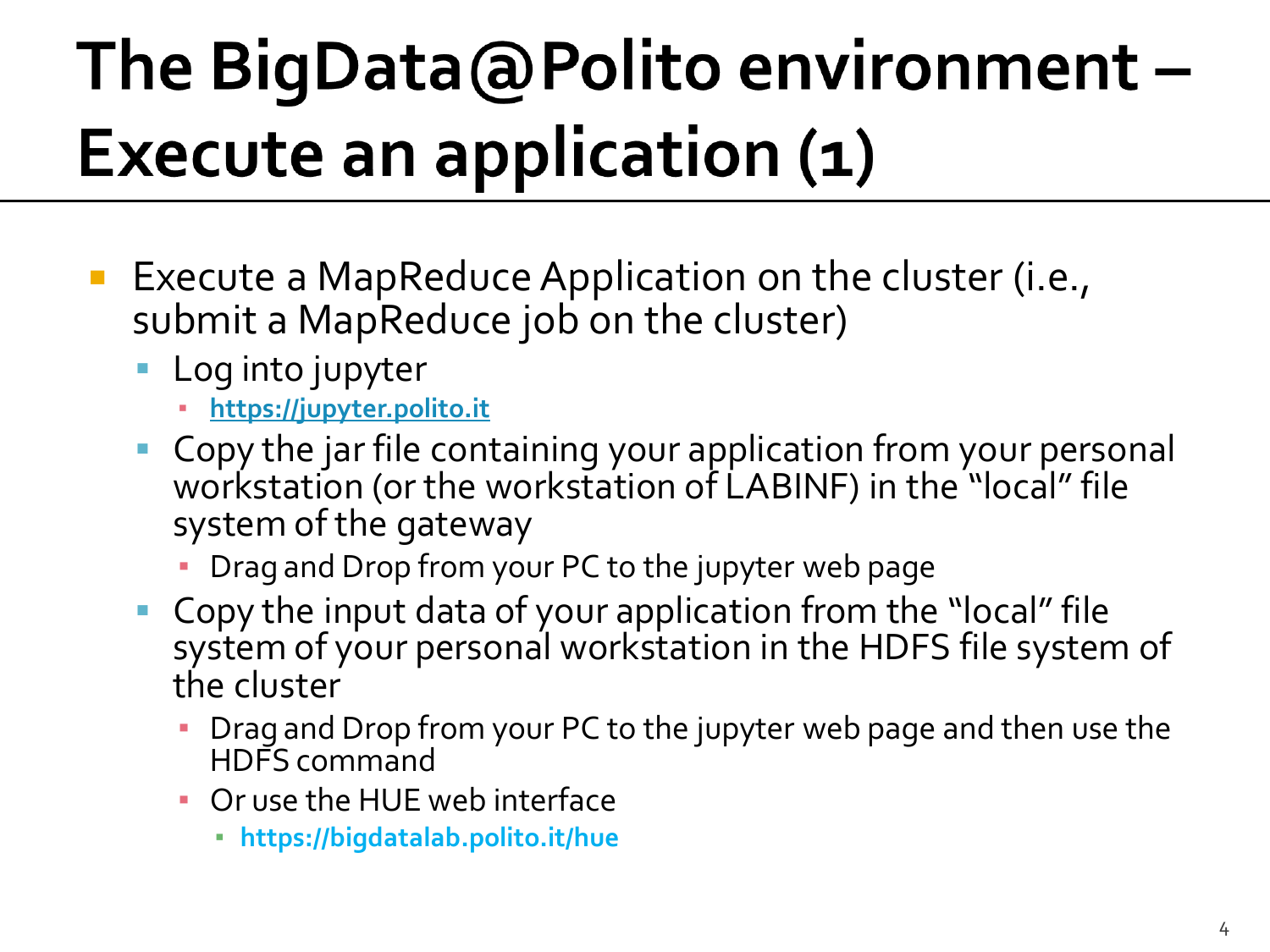# The BigData@Polito environment – Execute an application (1)

- Execute a MapReduce Application on the cluster (i.e., submit a MapReduce job on the cluster)
  - Log into jupyter
    - **https://jupyter.polito.it**
  - Copy the jar file containing your application from your personal workstation (or the workstation of LABINF) in the "local" file system of the gateway
    - Drag and Drop from your PC to the jupyter web page
  - Copy the input data of your application from the "local" file system of your personal workstation in the HDFS file system of the cluster
    - Drag and Drop from your PC to the jupyter web page and then use the HDFS command
    - Or use the HUE web interface
      - **https://bigdatalab.polito.it/hue**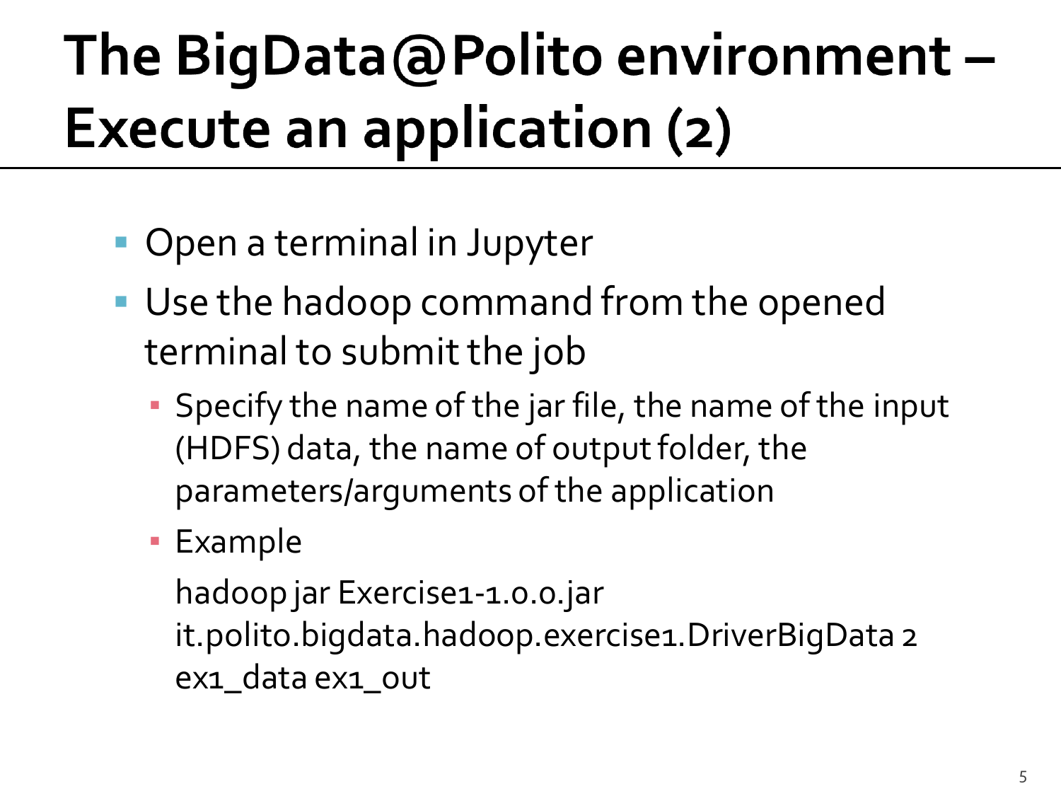# The BigData@Polito environment – Execute an application (2)

- Open a terminal in Jupyter
- Use the hadoop command from the opened terminal to submit the job
  - Specify the name of the jar file, the name of the input (HDFS) data, the name of output folder, the parameters/arguments of the application
  - Example

    ```
    hadoop jar Exercise1-1.0.0.jar
    it.polito.bigdata.hadoop.exercise1.DriverBigData 2
    ex1_data ex1_out
    ```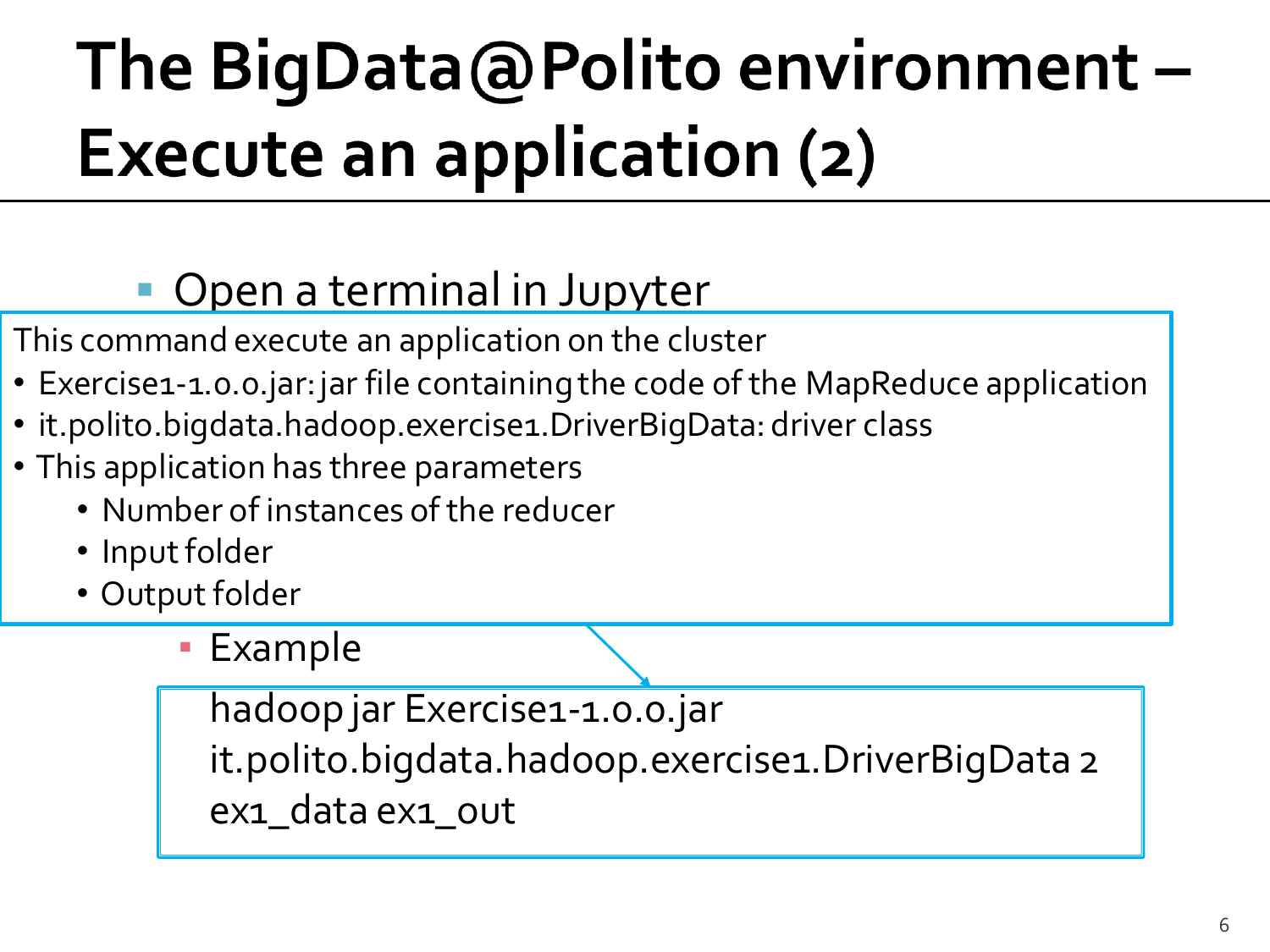# The BigData@Polito environment – Execute an application (2)

- Open a terminal in Jupyter

This command execute an application on the cluster

- Exercise1-1.0.0.jar: jar file containing the code of the MapReduce application
- it.polito.bigdata.hadoop.exercise1.DriverBigData: driver class
- This application has three parameters
  - Number of instances of the reducer
  - Input folder
  - Output folder

  - Example

```
hadoop jar Exercise1-1.0.0.jar
it.polito.bigdata.hadoop.exercise1.DriverBigData 2
ex1_data ex1_out
```